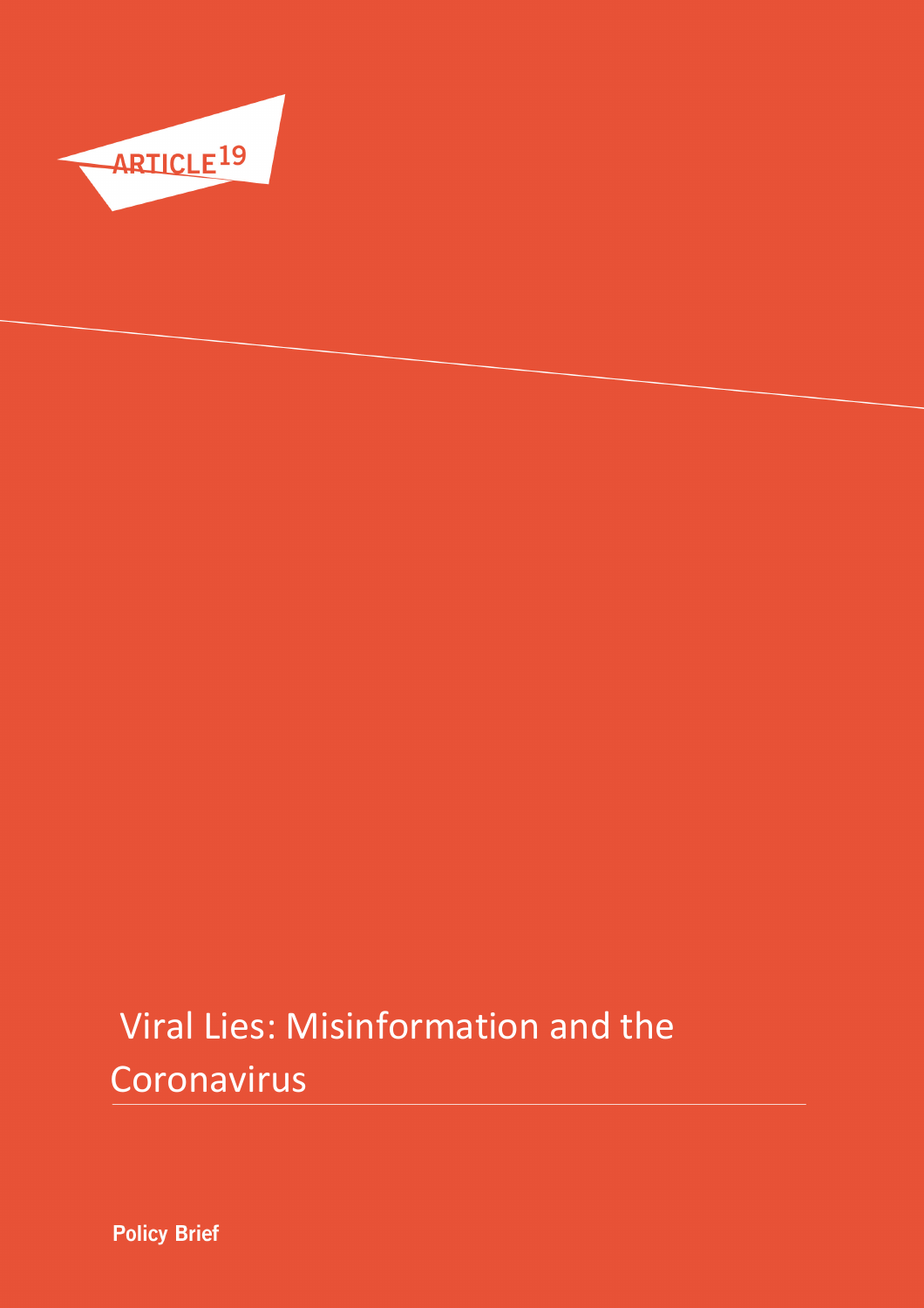ARTICLE 19

# Viral Lies: Misinformation and the Coronavirus

**Policy Brief**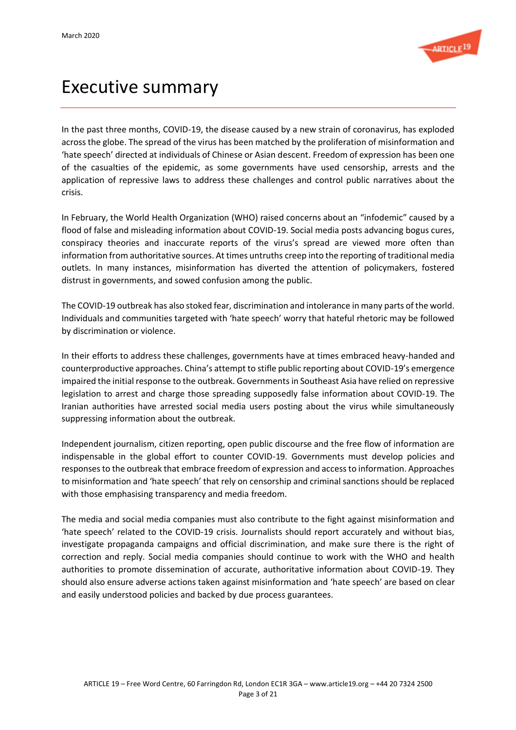# Executive summary

In the past three months, COVID-19, the disease caused by a new strain of coronavirus, has exploded across the globe. The spread of the virus has been matched by the proliferation of misinformation and 'hate speech' directed at individuals of Chinese or Asian descent. Freedom of expression has been one of the casualties of the epidemic, as some governments have used censorship, arrests and the application of repressive laws to address these challenges and control public narratives about the crisis.

In February, the World Health Organization (WHO) raised concerns about an "infodemic" caused by a flood of false and misleading information about COVID-19. Social media posts advancing bogus cures, conspiracy theories and inaccurate reports of the virus's spread are viewed more often than information from authoritative sources. At times untruths creep into the reporting of traditional media outlets. In many instances, misinformation has diverted the attention of policymakers, fostered distrust in governments, and sowed confusion among the public.

The COVID-19 outbreak has also stoked fear, discrimination and intolerance in many parts of the world. Individuals and communities targeted with 'hate speech' worry that hateful rhetoric may be followed by discrimination or violence.

In their efforts to address these challenges, governments have at times embraced heavy-handed and counterproductive approaches. China's attempt to stifle public reporting about COVID-19's emergence impaired the initial response to the outbreak. Governments in Southeast Asia have relied on repressive legislation to arrest and charge those spreading supposedly false information about COVID-19. The Iranian authorities have arrested social media users posting about the virus while simultaneously suppressing information about the outbreak.

Independent journalism, citizen reporting, open public discourse and the free flow of information are indispensable in the global effort to counter COVID-19. Governments must develop policies and responses to the outbreak that embrace freedom of expression and access to information. Approaches to misinformation and 'hate speech' that rely on censorship and criminal sanctions should be replaced with those emphasising transparency and media freedom.

The media and social media companies must also contribute to the fight against misinformation and 'hate speech' related to the COVID-19 crisis. Journalists should report accurately and without bias, investigate propaganda campaigns and official discrimination, and make sure there is the right of correction and reply. Social media companies should continue to work with the WHO and health authorities to promote dissemination of accurate, authoritative information about COVID-19. They should also ensure adverse actions taken against misinformation and 'hate speech' are based on clear and easily understood policies and backed by due process guarantees.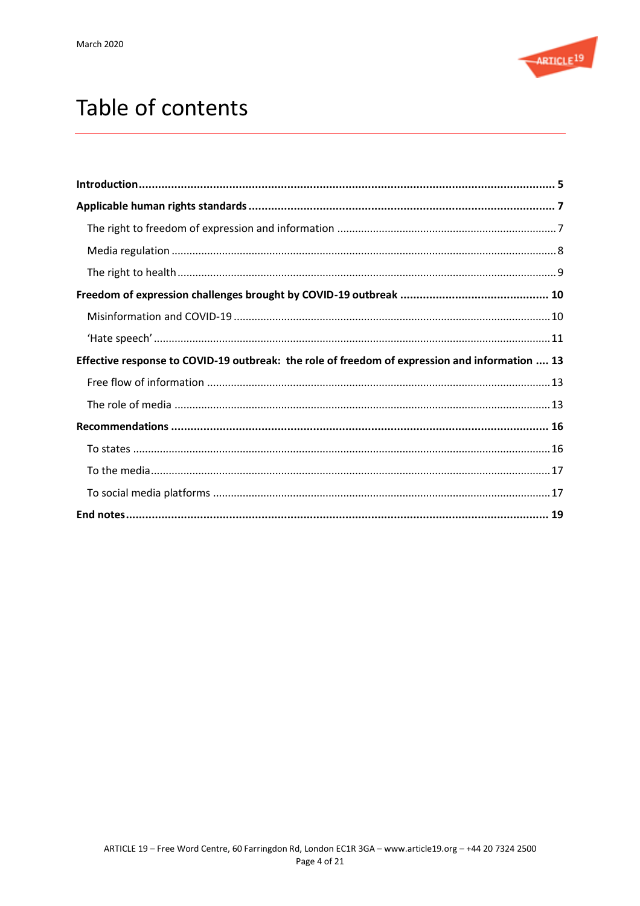# Table of contents

**Introduction** ..... **5**

**Applicable human rights standards** ..... **7**

The right to freedom of expression and information ..... 7

Media regulation ..... 8

The right to health ..... 9

**Freedom of expression challenges brought by COVID-19 outbreak** ..... **10**

Misinformation and COVID-19 ..... 10

'Hate speech' ..... 11

**Effective response to COVID-19 outbreak: the role of freedom of expression and information** ..... **13**

Free flow of information ..... 13

The role of media ..... 13

**Recommendations** ..... **16**

To states ..... 16

To the media ..... 17

To social media platforms ..... 17

**End notes** ..... **19**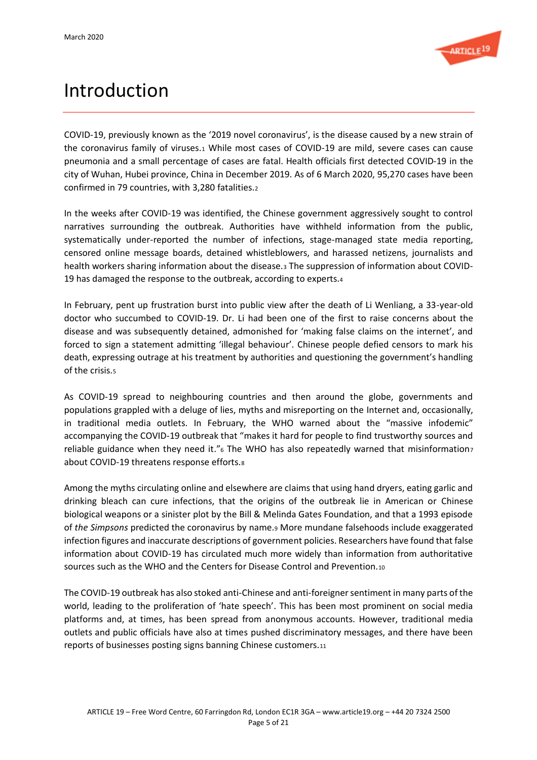# Introduction

COVID-19, previously known as the '2019 novel coronavirus', is the disease caused by a new strain of the coronavirus family of viruses.[1] While most cases of COVID-19 are mild, severe cases can cause pneumonia and a small percentage of cases are fatal. Health officials first detected COVID-19 in the city of Wuhan, Hubei province, China in December 2019. As of 6 March 2020, 95,270 cases have been confirmed in 79 countries, with 3,280 fatalities.[2]

In the weeks after COVID-19 was identified, the Chinese government aggressively sought to control narratives surrounding the outbreak. Authorities have withheld information from the public, systematically under-reported the number of infections, stage-managed state media reporting, censored online message boards, detained whistleblowers, and harassed netizens, journalists and health workers sharing information about the disease.[3] The suppression of information about COVID-19 has damaged the response to the outbreak, according to experts.[4]

In February, pent up frustration burst into public view after the death of Li Wenliang, a 33-year-old doctor who succumbed to COVID-19. Dr. Li had been one of the first to raise concerns about the disease and was subsequently detained, admonished for 'making false claims on the internet', and forced to sign a statement admitting 'illegal behaviour'. Chinese people defied censors to mark his death, expressing outrage at his treatment by authorities and questioning the government's handling of the crisis.[5]

As COVID-19 spread to neighbouring countries and then around the globe, governments and populations grappled with a deluge of lies, myths and misreporting on the Internet and, occasionally, in traditional media outlets. In February, the WHO warned about the "massive infodemic" accompanying the COVID-19 outbreak that "makes it hard for people to find trustworthy sources and reliable guidance when they need it."[6] The WHO has also repeatedly warned that misinformation[7] about COVID-19 threatens response efforts.[8]

Among the myths circulating online and elsewhere are claims that using hand dryers, eating garlic and drinking bleach can cure infections, that the origins of the outbreak lie in American or Chinese biological weapons or a sinister plot by the Bill & Melinda Gates Foundation, and that a 1993 episode of *the Simpsons* predicted the coronavirus by name.[9] More mundane falsehoods include exaggerated infection figures and inaccurate descriptions of government policies. Researchers have found that false information about COVID-19 has circulated much more widely than information from authoritative sources such as the WHO and the Centers for Disease Control and Prevention.[10]

The COVID-19 outbreak has also stoked anti-Chinese and anti-foreigner sentiment in many parts of the world, leading to the proliferation of 'hate speech'. This has been most prominent on social media platforms and, at times, has been spread from anonymous accounts. However, traditional media outlets and public officials have also at times pushed discriminatory messages, and there have been reports of businesses posting signs banning Chinese customers.[11]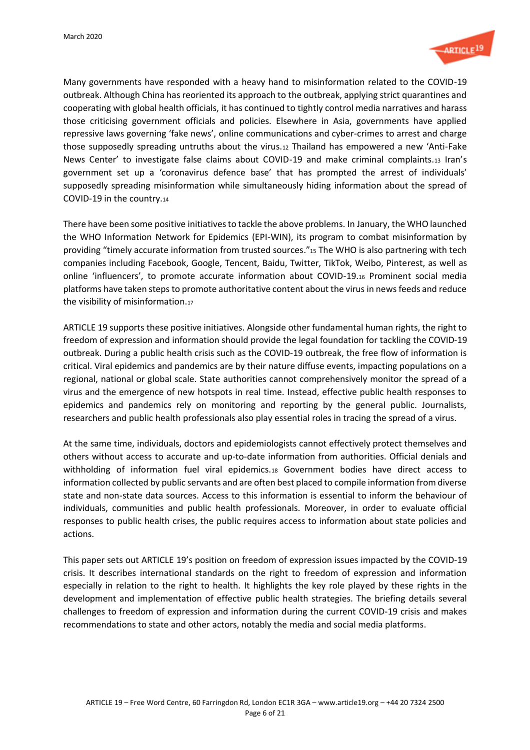Many governments have responded with a heavy hand to misinformation related to the COVID-19 outbreak. Although China has reoriented its approach to the outbreak, applying strict quarantines and cooperating with global health officials, it has continued to tightly control media narratives and harass those criticising government officials and policies. Elsewhere in Asia, governments have applied repressive laws governing 'fake news', online communications and cyber-crimes to arrest and charge those supposedly spreading untruths about the virus.[12] Thailand has empowered a new 'Anti-Fake News Center' to investigate false claims about COVID-19 and make criminal complaints.[13] Iran's government set up a 'coronavirus defence base' that has prompted the arrest of individuals' supposedly spreading misinformation while simultaneously hiding information about the spread of COVID-19 in the country.[14]

There have been some positive initiatives to tackle the above problems. In January, the WHO launched the WHO Information Network for Epidemics (EPI-WIN), its program to combat misinformation by providing "timely accurate information from trusted sources."[15] The WHO is also partnering with tech companies including Facebook, Google, Tencent, Baidu, Twitter, TikTok, Weibo, Pinterest, as well as online 'influencers', to promote accurate information about COVID-19.[16] Prominent social media platforms have taken steps to promote authoritative content about the virus in news feeds and reduce the visibility of misinformation.[17]

ARTICLE 19 supports these positive initiatives. Alongside other fundamental human rights, the right to freedom of expression and information should provide the legal foundation for tackling the COVID-19 outbreak. During a public health crisis such as the COVID-19 outbreak, the free flow of information is critical. Viral epidemics and pandemics are by their nature diffuse events, impacting populations on a regional, national or global scale. State authorities cannot comprehensively monitor the spread of a virus and the emergence of new hotspots in real time. Instead, effective public health responses to epidemics and pandemics rely on monitoring and reporting by the general public. Journalists, researchers and public health professionals also play essential roles in tracing the spread of a virus.

At the same time, individuals, doctors and epidemiologists cannot effectively protect themselves and others without access to accurate and up-to-date information from authorities. Official denials and withholding of information fuel viral epidemics.[18] Government bodies have direct access to information collected by public servants and are often best placed to compile information from diverse state and non-state data sources. Access to this information is essential to inform the behaviour of individuals, communities and public health professionals. Moreover, in order to evaluate official responses to public health crises, the public requires access to information about state policies and actions.

This paper sets out ARTICLE 19's position on freedom of expression issues impacted by the COVID-19 crisis. It describes international standards on the right to freedom of expression and information especially in relation to the right to health. It highlights the key role played by these rights in the development and implementation of effective public health strategies. The briefing details several challenges to freedom of expression and information during the current COVID-19 crisis and makes recommendations to state and other actors, notably the media and social media platforms.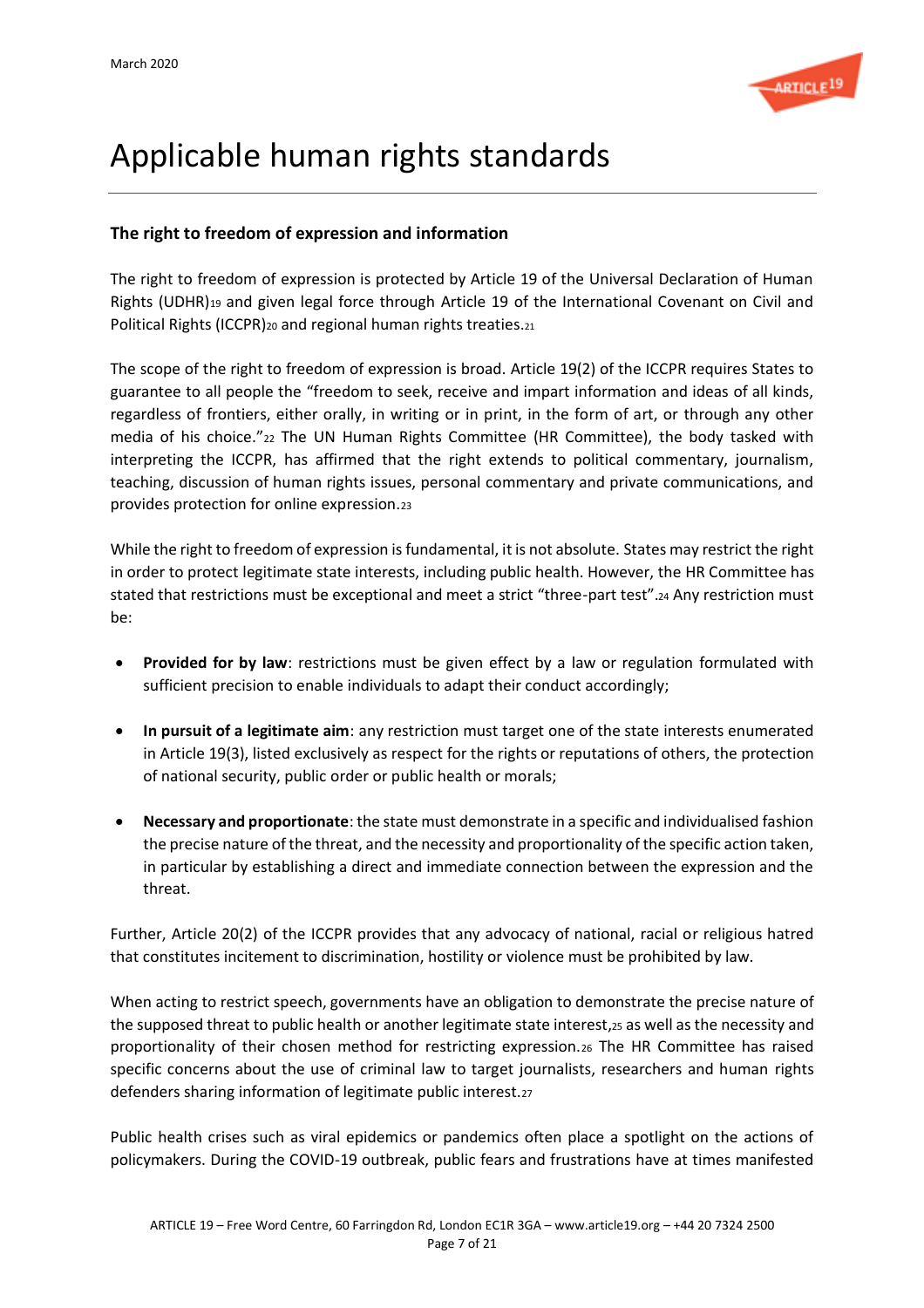# Applicable human rights standards

### The right to freedom of expression and information

The right to freedom of expression is protected by Article 19 of the Universal Declaration of Human Rights (UDHR)[19] and given legal force through Article 19 of the International Covenant on Civil and Political Rights (ICCPR)[20] and regional human rights treaties.[21]

The scope of the right to freedom of expression is broad. Article 19(2) of the ICCPR requires States to guarantee to all people the "freedom to seek, receive and impart information and ideas of all kinds, regardless of frontiers, either orally, in writing or in print, in the form of art, or through any other media of his choice."[22] The UN Human Rights Committee (HR Committee), the body tasked with interpreting the ICCPR, has affirmed that the right extends to political commentary, journalism, teaching, discussion of human rights issues, personal commentary and private communications, and provides protection for online expression.[23]

While the right to freedom of expression is fundamental, it is not absolute. States may restrict the right in order to protect legitimate state interests, including public health. However, the HR Committee has stated that restrictions must be exceptional and meet a strict "three-part test".[24] Any restriction must be:

- **Provided for by law**: restrictions must be given effect by a law or regulation formulated with sufficient precision to enable individuals to adapt their conduct accordingly;
- **In pursuit of a legitimate aim**: any restriction must target one of the state interests enumerated in Article 19(3), listed exclusively as respect for the rights or reputations of others, the protection of national security, public order or public health or morals;
- **Necessary and proportionate**: the state must demonstrate in a specific and individualised fashion the precise nature of the threat, and the necessity and proportionality of the specific action taken, in particular by establishing a direct and immediate connection between the expression and the threat.

Further, Article 20(2) of the ICCPR provides that any advocacy of national, racial or religious hatred that constitutes incitement to discrimination, hostility or violence must be prohibited by law.

When acting to restrict speech, governments have an obligation to demonstrate the precise nature of the supposed threat to public health or another legitimate state interest,[25] as well as the necessity and proportionality of their chosen method for restricting expression.[26] The HR Committee has raised specific concerns about the use of criminal law to target journalists, researchers and human rights defenders sharing information of legitimate public interest.[27]

Public health crises such as viral epidemics or pandemics often place a spotlight on the actions of policymakers. During the COVID-19 outbreak, public fears and frustrations have at times manifested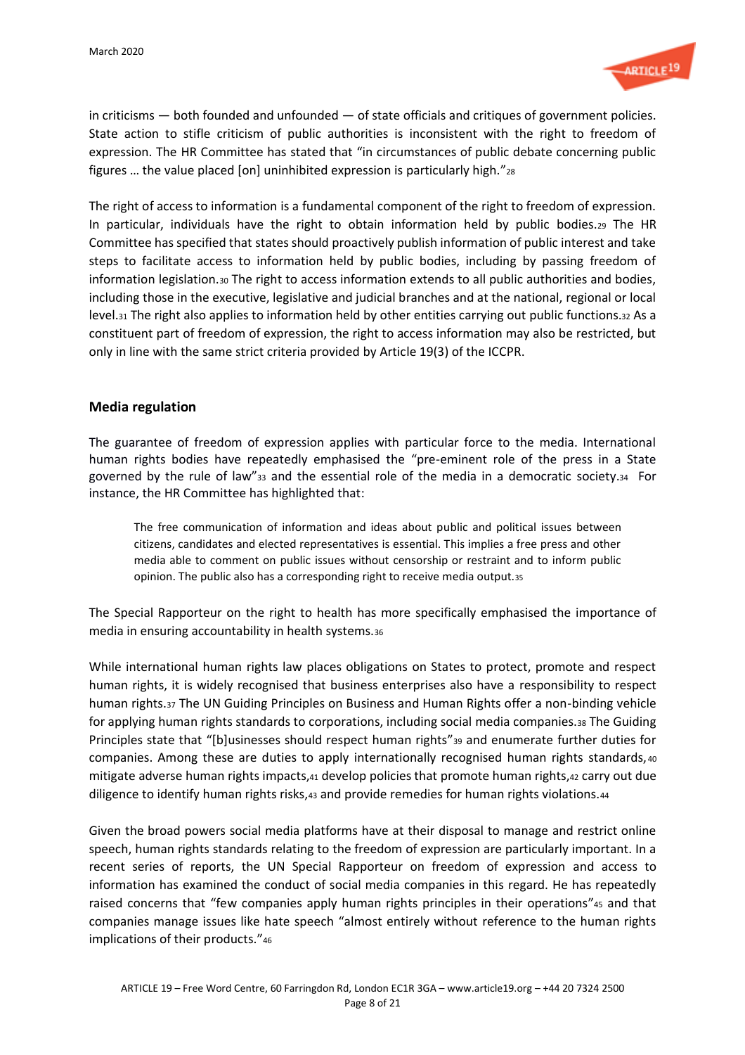in criticisms — both founded and unfounded — of state officials and critiques of government policies. State action to stifle criticism of public authorities is inconsistent with the right to freedom of expression. The HR Committee has stated that "in circumstances of public debate concerning public figures … the value placed [on] uninhibited expression is particularly high."[28]

The right of access to information is a fundamental component of the right to freedom of expression. In particular, individuals have the right to obtain information held by public bodies.[29] The HR Committee has specified that states should proactively publish information of public interest and take steps to facilitate access to information held by public bodies, including by passing freedom of information legislation.[30] The right to access information extends to all public authorities and bodies, including those in the executive, legislative and judicial branches and at the national, regional or local level.[31] The right also applies to information held by other entities carrying out public functions.[32] As a constituent part of freedom of expression, the right to access information may also be restricted, but only in line with the same strict criteria provided by Article 19(3) of the ICCPR.

## Media regulation

The guarantee of freedom of expression applies with particular force to the media. International human rights bodies have repeatedly emphasised the "pre-eminent role of the press in a State governed by the rule of law"[33] and the essential role of the media in a democratic society.[34] For instance, the HR Committee has highlighted that:

> The free communication of information and ideas about public and political issues between citizens, candidates and elected representatives is essential. This implies a free press and other media able to comment on public issues without censorship or restraint and to inform public opinion. The public also has a corresponding right to receive media output.[35]

The Special Rapporteur on the right to health has more specifically emphasised the importance of media in ensuring accountability in health systems.[36]

While international human rights law places obligations on States to protect, promote and respect human rights, it is widely recognised that business enterprises also have a responsibility to respect human rights.[37] The UN Guiding Principles on Business and Human Rights offer a non-binding vehicle for applying human rights standards to corporations, including social media companies.[38] The Guiding Principles state that "[b]usinesses should respect human rights"[39] and enumerate further duties for companies. Among these are duties to apply internationally recognised human rights standards,[40] mitigate adverse human rights impacts,[41] develop policies that promote human rights,[42] carry out due diligence to identify human rights risks,[43] and provide remedies for human rights violations.[44]

Given the broad powers social media platforms have at their disposal to manage and restrict online speech, human rights standards relating to the freedom of expression are particularly important. In a recent series of reports, the UN Special Rapporteur on freedom of expression and access to information has examined the conduct of social media companies in this regard. He has repeatedly raised concerns that "few companies apply human rights principles in their operations"[45] and that companies manage issues like hate speech "almost entirely without reference to the human rights implications of their products."[46]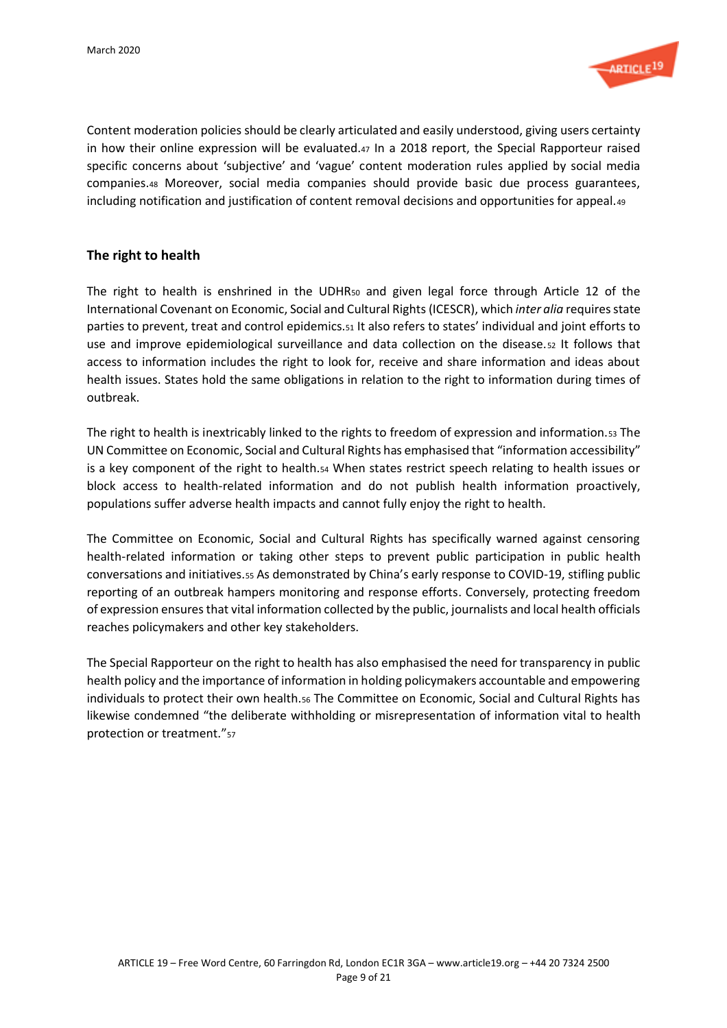Content moderation policies should be clearly articulated and easily understood, giving users certainty in how their online expression will be evaluated.[47] In a 2018 report, the Special Rapporteur raised specific concerns about 'subjective' and 'vague' content moderation rules applied by social media companies.[48] Moreover, social media companies should provide basic due process guarantees, including notification and justification of content removal decisions and opportunities for appeal.[49]

## The right to health

The right to health is enshrined in the UDHR[50] and given legal force through Article 12 of the International Covenant on Economic, Social and Cultural Rights (ICESCR), which *inter alia* requires state parties to prevent, treat and control epidemics.[51] It also refers to states' individual and joint efforts to use and improve epidemiological surveillance and data collection on the disease.[52] It follows that access to information includes the right to look for, receive and share information and ideas about health issues. States hold the same obligations in relation to the right to information during times of outbreak.

The right to health is inextricably linked to the rights to freedom of expression and information.[53] The UN Committee on Economic, Social and Cultural Rights has emphasised that "information accessibility" is a key component of the right to health.[54] When states restrict speech relating to health issues or block access to health-related information and do not publish health information proactively, populations suffer adverse health impacts and cannot fully enjoy the right to health.

The Committee on Economic, Social and Cultural Rights has specifically warned against censoring health-related information or taking other steps to prevent public participation in public health conversations and initiatives.[55] As demonstrated by China's early response to COVID-19, stifling public reporting of an outbreak hampers monitoring and response efforts. Conversely, protecting freedom of expression ensures that vital information collected by the public, journalists and local health officials reaches policymakers and other key stakeholders.

The Special Rapporteur on the right to health has also emphasised the need for transparency in public health policy and the importance of information in holding policymakers accountable and empowering individuals to protect their own health.[56] The Committee on Economic, Social and Cultural Rights has likewise condemned "the deliberate withholding or misrepresentation of information vital to health protection or treatment."[57]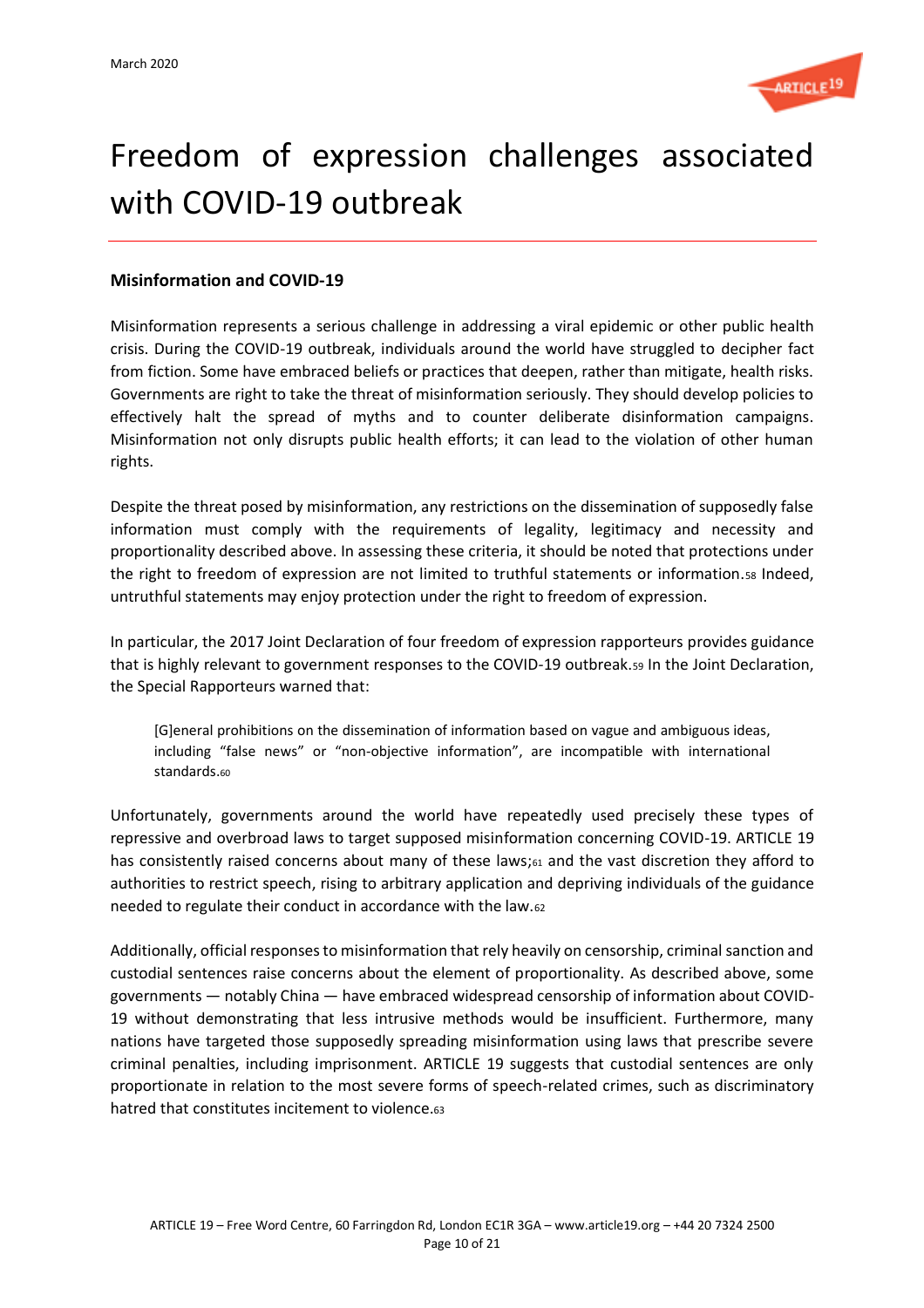# Freedom of expression challenges associated with COVID-19 outbreak

### Misinformation and COVID-19

Misinformation represents a serious challenge in addressing a viral epidemic or other public health crisis. During the COVID-19 outbreak, individuals around the world have struggled to decipher fact from fiction. Some have embraced beliefs or practices that deepen, rather than mitigate, health risks. Governments are right to take the threat of misinformation seriously. They should develop policies to effectively halt the spread of myths and to counter deliberate disinformation campaigns. Misinformation not only disrupts public health efforts; it can lead to the violation of other human rights.

Despite the threat posed by misinformation, any restrictions on the dissemination of supposedly false information must comply with the requirements of legality, legitimacy and necessity and proportionality described above. In assessing these criteria, it should be noted that protections under the right to freedom of expression are not limited to truthful statements or information.[58] Indeed, untruthful statements may enjoy protection under the right to freedom of expression.

In particular, the 2017 Joint Declaration of four freedom of expression rapporteurs provides guidance that is highly relevant to government responses to the COVID-19 outbreak.[59] In the Joint Declaration, the Special Rapporteurs warned that:

> [G]eneral prohibitions on the dissemination of information based on vague and ambiguous ideas, including "false news" or "non-objective information", are incompatible with international standards.[60]

Unfortunately, governments around the world have repeatedly used precisely these types of repressive and overbroad laws to target supposed misinformation concerning COVID-19. ARTICLE 19 has consistently raised concerns about many of these laws;[61] and the vast discretion they afford to authorities to restrict speech, rising to arbitrary application and depriving individuals of the guidance needed to regulate their conduct in accordance with the law.[62]

Additionally, official responses to misinformation that rely heavily on censorship, criminal sanction and custodial sentences raise concerns about the element of proportionality. As described above, some governments — notably China — have embraced widespread censorship of information about COVID-19 without demonstrating that less intrusive methods would be insufficient. Furthermore, many nations have targeted those supposedly spreading misinformation using laws that prescribe severe criminal penalties, including imprisonment. ARTICLE 19 suggests that custodial sentences are only proportionate in relation to the most severe forms of speech-related crimes, such as discriminatory hatred that constitutes incitement to violence.[63]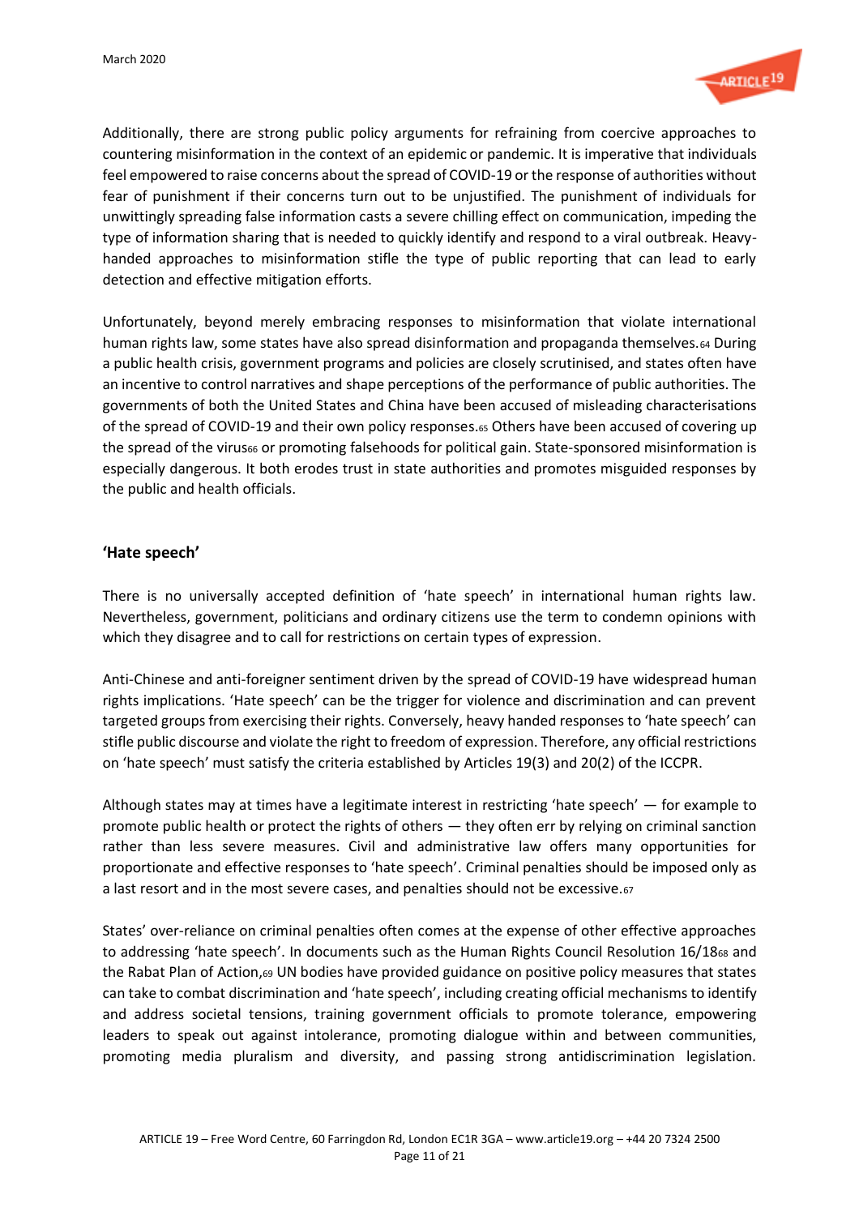Additionally, there are strong public policy arguments for refraining from coercive approaches to countering misinformation in the context of an epidemic or pandemic. It is imperative that individuals feel empowered to raise concerns about the spread of COVID-19 or the response of authorities without fear of punishment if their concerns turn out to be unjustified. The punishment of individuals for unwittingly spreading false information casts a severe chilling effect on communication, impeding the type of information sharing that is needed to quickly identify and respond to a viral outbreak. Heavy-handed approaches to misinformation stifle the type of public reporting that can lead to early detection and effective mitigation efforts.

Unfortunately, beyond merely embracing responses to misinformation that violate international human rights law, some states have also spread disinformation and propaganda themselves.[64] During a public health crisis, government programs and policies are closely scrutinised, and states often have an incentive to control narratives and shape perceptions of the performance of public authorities. The governments of both the United States and China have been accused of misleading characterisations of the spread of COVID-19 and their own policy responses.[65] Others have been accused of covering up the spread of the virus[66] or promoting falsehoods for political gain. State-sponsored misinformation is especially dangerous. It both erodes trust in state authorities and promotes misguided responses by the public and health officials.

## 'Hate speech'

There is no universally accepted definition of 'hate speech' in international human rights law. Nevertheless, government, politicians and ordinary citizens use the term to condemn opinions with which they disagree and to call for restrictions on certain types of expression.

Anti-Chinese and anti-foreigner sentiment driven by the spread of COVID-19 have widespread human rights implications. 'Hate speech' can be the trigger for violence and discrimination and can prevent targeted groups from exercising their rights. Conversely, heavy handed responses to 'hate speech' can stifle public discourse and violate the right to freedom of expression. Therefore, any official restrictions on 'hate speech' must satisfy the criteria established by Articles 19(3) and 20(2) of the ICCPR.

Although states may at times have a legitimate interest in restricting 'hate speech' — for example to promote public health or protect the rights of others — they often err by relying on criminal sanction rather than less severe measures. Civil and administrative law offers many opportunities for proportionate and effective responses to 'hate speech'. Criminal penalties should be imposed only as a last resort and in the most severe cases, and penalties should not be excessive.[67]

States' over-reliance on criminal penalties often comes at the expense of other effective approaches to addressing 'hate speech'. In documents such as the Human Rights Council Resolution 16/18[68] and the Rabat Plan of Action,[69] UN bodies have provided guidance on positive policy measures that states can take to combat discrimination and 'hate speech', including creating official mechanisms to identify and address societal tensions, training government officials to promote tolerance, empowering leaders to speak out against intolerance, promoting dialogue within and between communities, promoting media pluralism and diversity, and passing strong antidiscrimination legislation.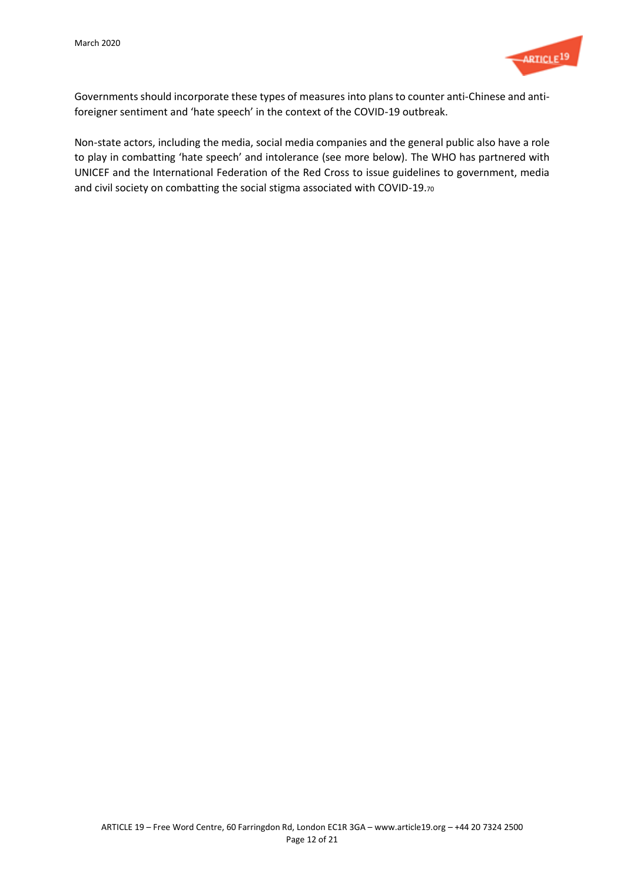Governments should incorporate these types of measures into plans to counter anti-Chinese and anti-foreigner sentiment and 'hate speech' in the context of the COVID-19 outbreak.

Non-state actors, including the media, social media companies and the general public also have a role to play in combatting 'hate speech' and intolerance (see more below). The WHO has partnered with UNICEF and the International Federation of the Red Cross to issue guidelines to government, media and civil society on combatting the social stigma associated with COVID-19.[70]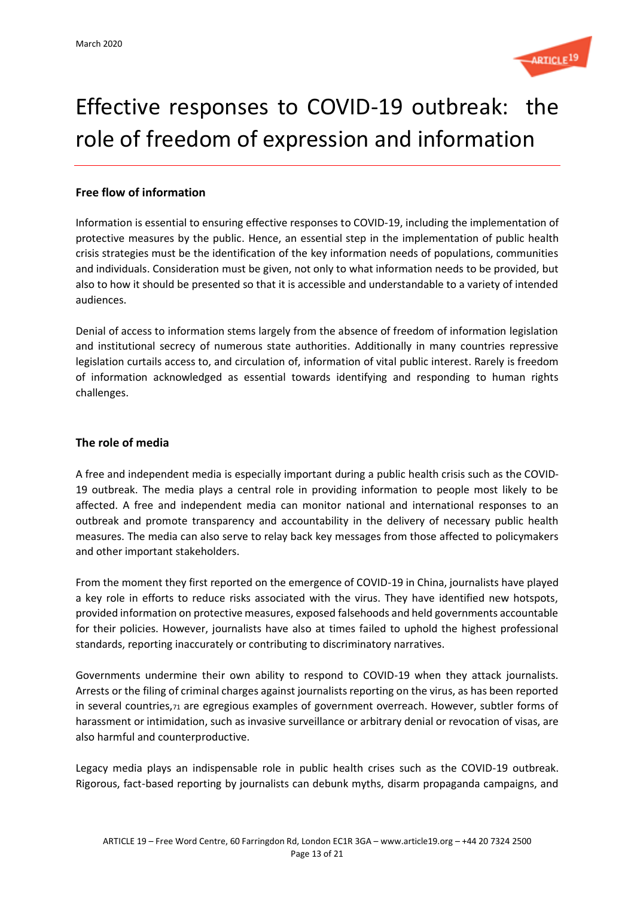# Effective responses to COVID-19 outbreak: the role of freedom of expression and information

## Free flow of information

Information is essential to ensuring effective responses to COVID-19, including the implementation of protective measures by the public. Hence, an essential step in the implementation of public health crisis strategies must be the identification of the key information needs of populations, communities and individuals. Consideration must be given, not only to what information needs to be provided, but also to how it should be presented so that it is accessible and understandable to a variety of intended audiences.

Denial of access to information stems largely from the absence of freedom of information legislation and institutional secrecy of numerous state authorities. Additionally in many countries repressive legislation curtails access to, and circulation of, information of vital public interest. Rarely is freedom of information acknowledged as essential towards identifying and responding to human rights challenges.

## The role of media

A free and independent media is especially important during a public health crisis such as the COVID-19 outbreak. The media plays a central role in providing information to people most likely to be affected. A free and independent media can monitor national and international responses to an outbreak and promote transparency and accountability in the delivery of necessary public health measures. The media can also serve to relay back key messages from those affected to policymakers and other important stakeholders.

From the moment they first reported on the emergence of COVID-19 in China, journalists have played a key role in efforts to reduce risks associated with the virus. They have identified new hotspots, provided information on protective measures, exposed falsehoods and held governments accountable for their policies. However, journalists have also at times failed to uphold the highest professional standards, reporting inaccurately or contributing to discriminatory narratives.

Governments undermine their own ability to respond to COVID-19 when they attack journalists. Arrests or the filing of criminal charges against journalists reporting on the virus, as has been reported in several countries,[71] are egregious examples of government overreach. However, subtler forms of harassment or intimidation, such as invasive surveillance or arbitrary denial or revocation of visas, are also harmful and counterproductive.

Legacy media plays an indispensable role in public health crises such as the COVID-19 outbreak. Rigorous, fact-based reporting by journalists can debunk myths, disarm propaganda campaigns, and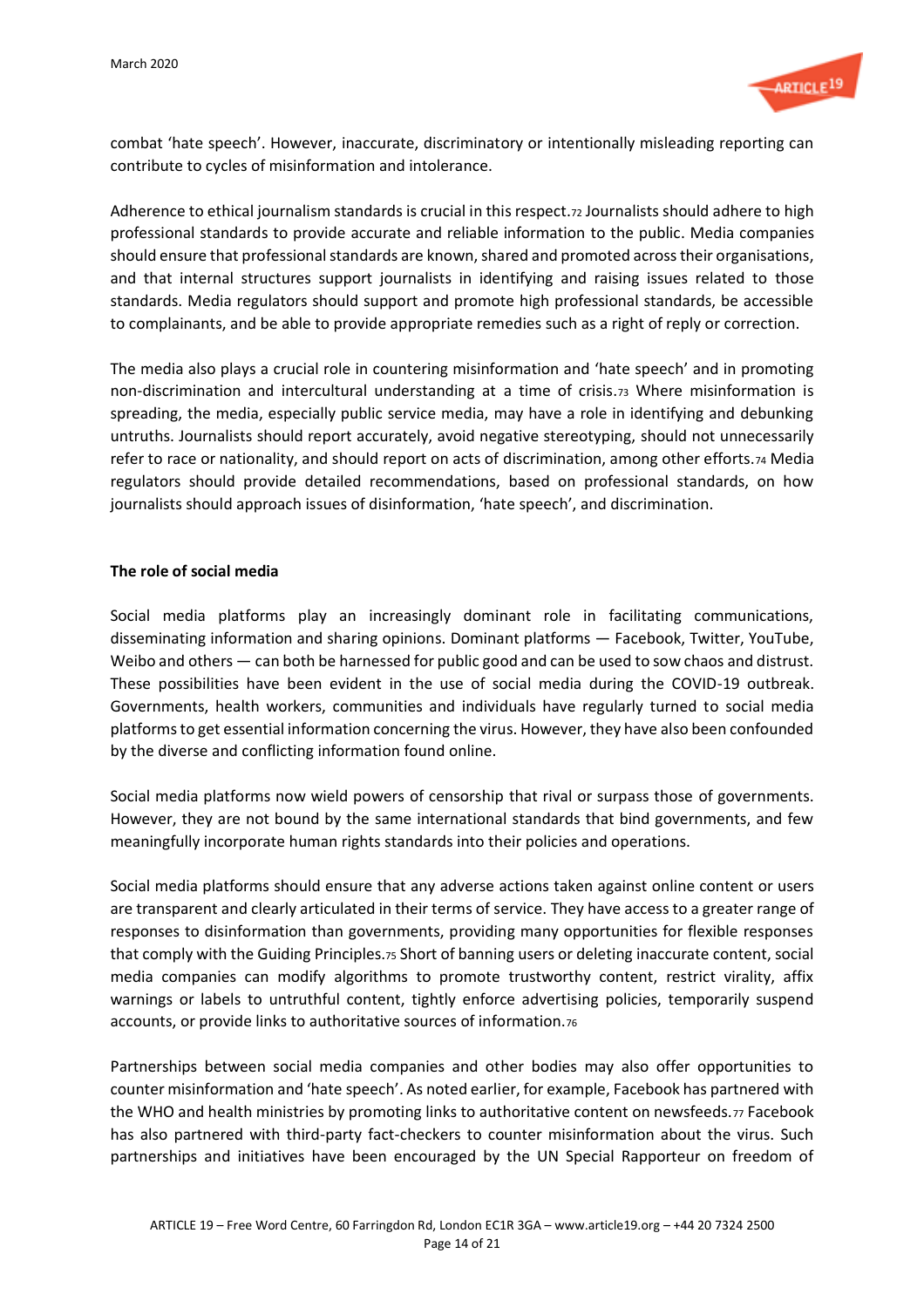combat 'hate speech'. However, inaccurate, discriminatory or intentionally misleading reporting can contribute to cycles of misinformation and intolerance.

Adherence to ethical journalism standards is crucial in this respect.[72] Journalists should adhere to high professional standards to provide accurate and reliable information to the public. Media companies should ensure that professional standards are known, shared and promoted across their organisations, and that internal structures support journalists in identifying and raising issues related to those standards. Media regulators should support and promote high professional standards, be accessible to complainants, and be able to provide appropriate remedies such as a right of reply or correction.

The media also plays a crucial role in countering misinformation and 'hate speech' and in promoting non-discrimination and intercultural understanding at a time of crisis.[73] Where misinformation is spreading, the media, especially public service media, may have a role in identifying and debunking untruths. Journalists should report accurately, avoid negative stereotyping, should not unnecessarily refer to race or nationality, and should report on acts of discrimination, among other efforts.[74] Media regulators should provide detailed recommendations, based on professional standards, on how journalists should approach issues of disinformation, 'hate speech', and discrimination.

**The role of social media**

Social media platforms play an increasingly dominant role in facilitating communications, disseminating information and sharing opinions. Dominant platforms — Facebook, Twitter, YouTube, Weibo and others — can both be harnessed for public good and can be used to sow chaos and distrust. These possibilities have been evident in the use of social media during the COVID-19 outbreak. Governments, health workers, communities and individuals have regularly turned to social media platforms to get essential information concerning the virus. However, they have also been confounded by the diverse and conflicting information found online.

Social media platforms now wield powers of censorship that rival or surpass those of governments. However, they are not bound by the same international standards that bind governments, and few meaningfully incorporate human rights standards into their policies and operations.

Social media platforms should ensure that any adverse actions taken against online content or users are transparent and clearly articulated in their terms of service. They have access to a greater range of responses to disinformation than governments, providing many opportunities for flexible responses that comply with the Guiding Principles.[75] Short of banning users or deleting inaccurate content, social media companies can modify algorithms to promote trustworthy content, restrict virality, affix warnings or labels to untruthful content, tightly enforce advertising policies, temporarily suspend accounts, or provide links to authoritative sources of information.[76]

Partnerships between social media companies and other bodies may also offer opportunities to counter misinformation and 'hate speech'. As noted earlier, for example, Facebook has partnered with the WHO and health ministries by promoting links to authoritative content on newsfeeds.[77] Facebook has also partnered with third-party fact-checkers to counter misinformation about the virus. Such partnerships and initiatives have been encouraged by the UN Special Rapporteur on freedom of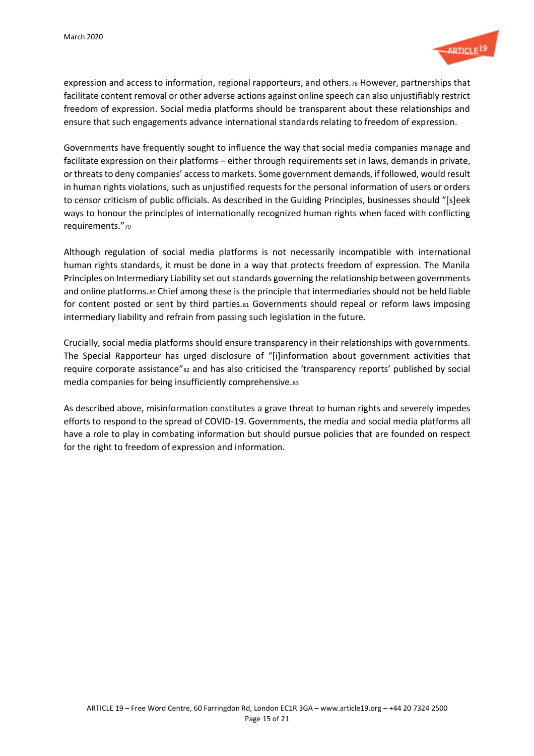expression and access to information, regional rapporteurs, and others.[78] However, partnerships that facilitate content removal or other adverse actions against online speech can also unjustifiably restrict freedom of expression. Social media platforms should be transparent about these relationships and ensure that such engagements advance international standards relating to freedom of expression.

Governments have frequently sought to influence the way that social media companies manage and facilitate expression on their platforms – either through requirements set in laws, demands in private, or threats to deny companies' access to markets. Some government demands, if followed, would result in human rights violations, such as unjustified requests for the personal information of users or orders to censor criticism of public officials. As described in the Guiding Principles, businesses should "[s]eek ways to honour the principles of internationally recognized human rights when faced with conflicting requirements."[79]

Although regulation of social media platforms is not necessarily incompatible with international human rights standards, it must be done in a way that protects freedom of expression. The Manila Principles on Intermediary Liability set out standards governing the relationship between governments and online platforms.[80] Chief among these is the principle that intermediaries should not be held liable for content posted or sent by third parties.[81] Governments should repeal or reform laws imposing intermediary liability and refrain from passing such legislation in the future.

Crucially, social media platforms should ensure transparency in their relationships with governments. The Special Rapporteur has urged disclosure of "[i]information about government activities that require corporate assistance"[82] and has also criticised the 'transparency reports' published by social media companies for being insufficiently comprehensive.[83]

As described above, misinformation constitutes a grave threat to human rights and severely impedes efforts to respond to the spread of COVID-19. Governments, the media and social media platforms all have a role to play in combating information but should pursue policies that are founded on respect for the right to freedom of expression and information.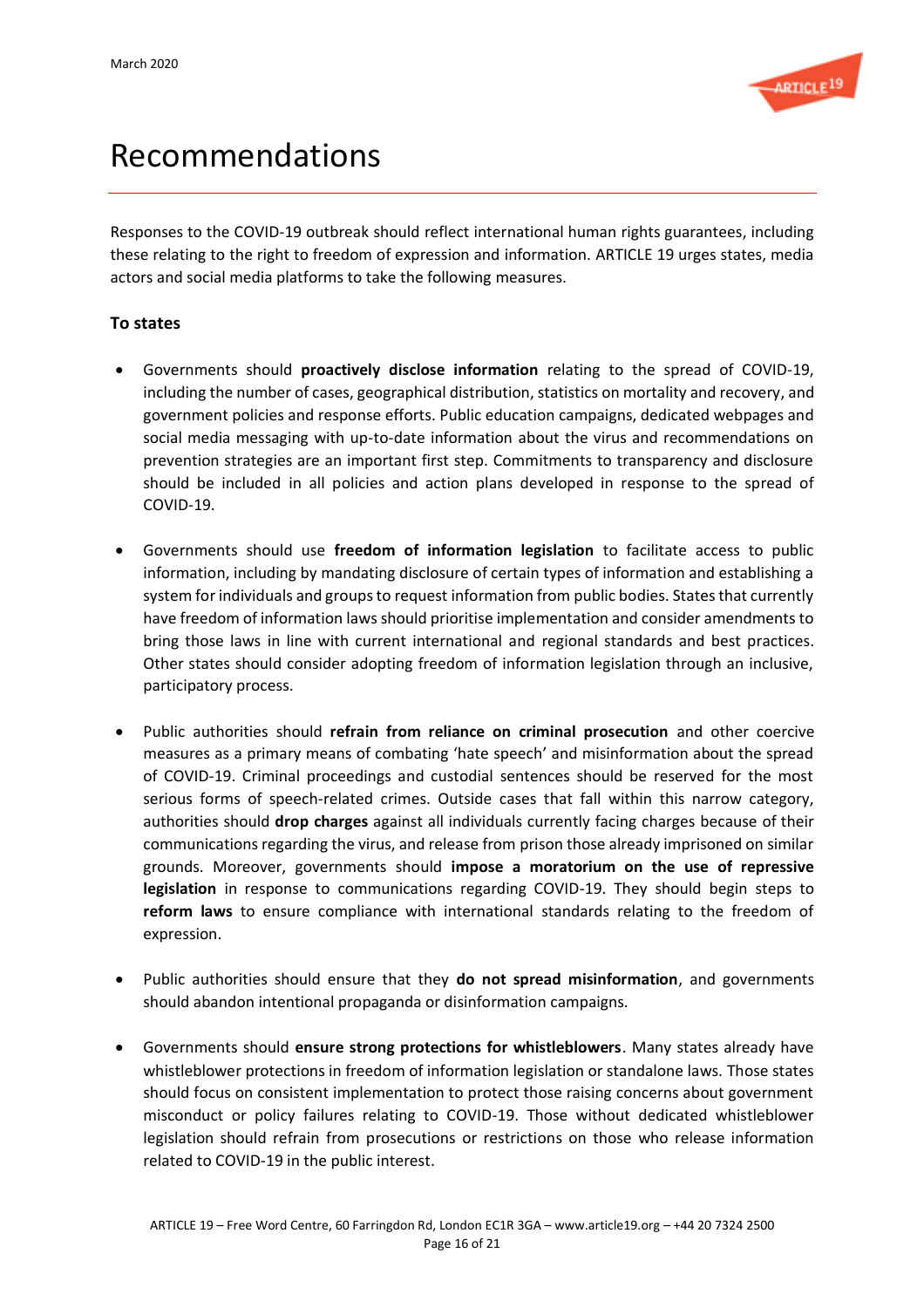# Recommendations

Responses to the COVID-19 outbreak should reflect international human rights guarantees, including these relating to the right to freedom of expression and information. ARTICLE 19 urges states, media actors and social media platforms to take the following measures.

**To states**

- Governments should **proactively disclose information** relating to the spread of COVID-19, including the number of cases, geographical distribution, statistics on mortality and recovery, and government policies and response efforts. Public education campaigns, dedicated webpages and social media messaging with up-to-date information about the virus and recommendations on prevention strategies are an important first step. Commitments to transparency and disclosure should be included in all policies and action plans developed in response to the spread of COVID-19.

- Governments should use **freedom of information legislation** to facilitate access to public information, including by mandating disclosure of certain types of information and establishing a system for individuals and groups to request information from public bodies. States that currently have freedom of information laws should prioritise implementation and consider amendments to bring those laws in line with current international and regional standards and best practices. Other states should consider adopting freedom of information legislation through an inclusive, participatory process.

- Public authorities should **refrain from reliance on criminal prosecution** and other coercive measures as a primary means of combating 'hate speech' and misinformation about the spread of COVID-19. Criminal proceedings and custodial sentences should be reserved for the most serious forms of speech-related crimes. Outside cases that fall within this narrow category, authorities should **drop charges** against all individuals currently facing charges because of their communications regarding the virus, and release from prison those already imprisoned on similar grounds. Moreover, governments should **impose a moratorium on the use of repressive legislation** in response to communications regarding COVID-19. They should begin steps to **reform laws** to ensure compliance with international standards relating to the freedom of expression.

- Public authorities should ensure that they **do not spread misinformation**, and governments should abandon intentional propaganda or disinformation campaigns.

- Governments should **ensure strong protections for whistleblowers**. Many states already have whistleblower protections in freedom of information legislation or standalone laws. Those states should focus on consistent implementation to protect those raising concerns about government misconduct or policy failures relating to COVID-19. Those without dedicated whistleblower legislation should refrain from prosecutions or restrictions on those who release information related to COVID-19 in the public interest.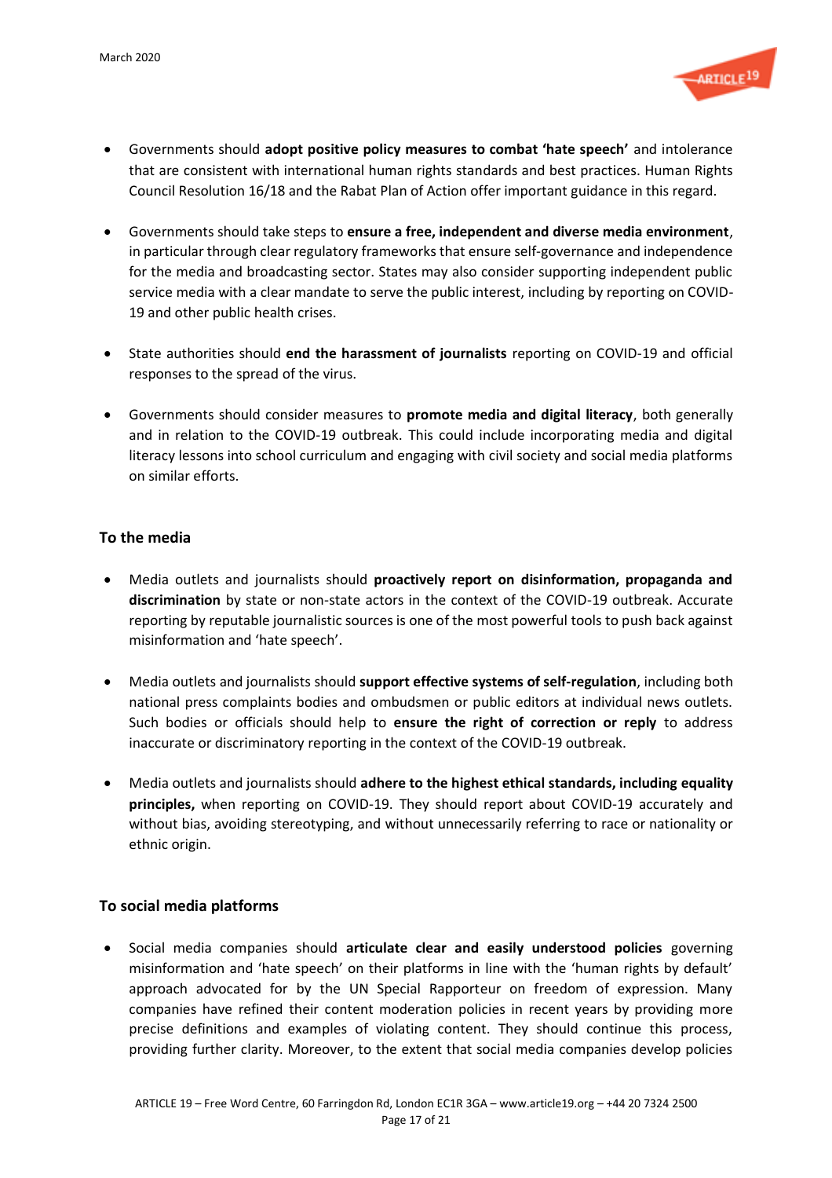- Governments should **adopt positive policy measures to combat 'hate speech'** and intolerance that are consistent with international human rights standards and best practices. Human Rights Council Resolution 16/18 and the Rabat Plan of Action offer important guidance in this regard.

- Governments should take steps to **ensure a free, independent and diverse media environment**, in particular through clear regulatory frameworks that ensure self-governance and independence for the media and broadcasting sector. States may also consider supporting independent public service media with a clear mandate to serve the public interest, including by reporting on COVID-19 and other public health crises.

- State authorities should **end the harassment of journalists** reporting on COVID-19 and official responses to the spread of the virus.

- Governments should consider measures to **promote media and digital literacy**, both generally and in relation to the COVID-19 outbreak. This could include incorporating media and digital literacy lessons into school curriculum and engaging with civil society and social media platforms on similar efforts.

### To the media

- Media outlets and journalists should **proactively report on disinformation, propaganda and discrimination** by state or non-state actors in the context of the COVID-19 outbreak. Accurate reporting by reputable journalistic sources is one of the most powerful tools to push back against misinformation and 'hate speech'.

- Media outlets and journalists should **support effective systems of self-regulation**, including both national press complaints bodies and ombudsmen or public editors at individual news outlets. Such bodies or officials should help to **ensure the right of correction or reply** to address inaccurate or discriminatory reporting in the context of the COVID-19 outbreak.

- Media outlets and journalists should **adhere to the highest ethical standards, including equality principles,** when reporting on COVID-19. They should report about COVID-19 accurately and without bias, avoiding stereotyping, and without unnecessarily referring to race or nationality or ethnic origin.

### To social media platforms

- Social media companies should **articulate clear and easily understood policies** governing misinformation and 'hate speech' on their platforms in line with the 'human rights by default' approach advocated for by the UN Special Rapporteur on freedom of expression. Many companies have refined their content moderation policies in recent years by providing more precise definitions and examples of violating content. They should continue this process, providing further clarity. Moreover, to the extent that social media companies develop policies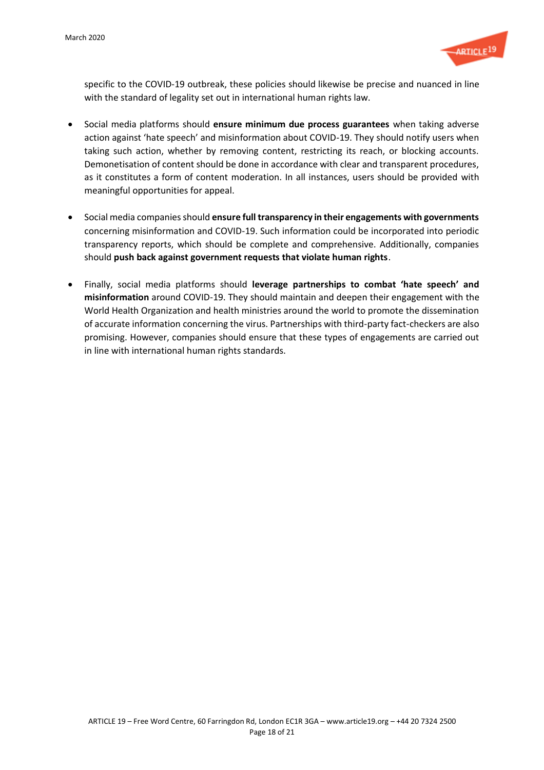specific to the COVID-19 outbreak, these policies should likewise be precise and nuanced in line with the standard of legality set out in international human rights law.

- Social media platforms should **ensure minimum due process guarantees** when taking adverse action against 'hate speech' and misinformation about COVID-19. They should notify users when taking such action, whether by removing content, restricting its reach, or blocking accounts. Demonetisation of content should be done in accordance with clear and transparent procedures, as it constitutes a form of content moderation. In all instances, users should be provided with meaningful opportunities for appeal.

- Social media companies should **ensure full transparency in their engagements with governments** concerning misinformation and COVID-19. Such information could be incorporated into periodic transparency reports, which should be complete and comprehensive. Additionally, companies should **push back against government requests that violate human rights**.

- Finally, social media platforms should **leverage partnerships to combat 'hate speech' and misinformation** around COVID-19. They should maintain and deepen their engagement with the World Health Organization and health ministries around the world to promote the dissemination of accurate information concerning the virus. Partnerships with third-party fact-checkers are also promising. However, companies should ensure that these types of engagements are carried out in line with international human rights standards.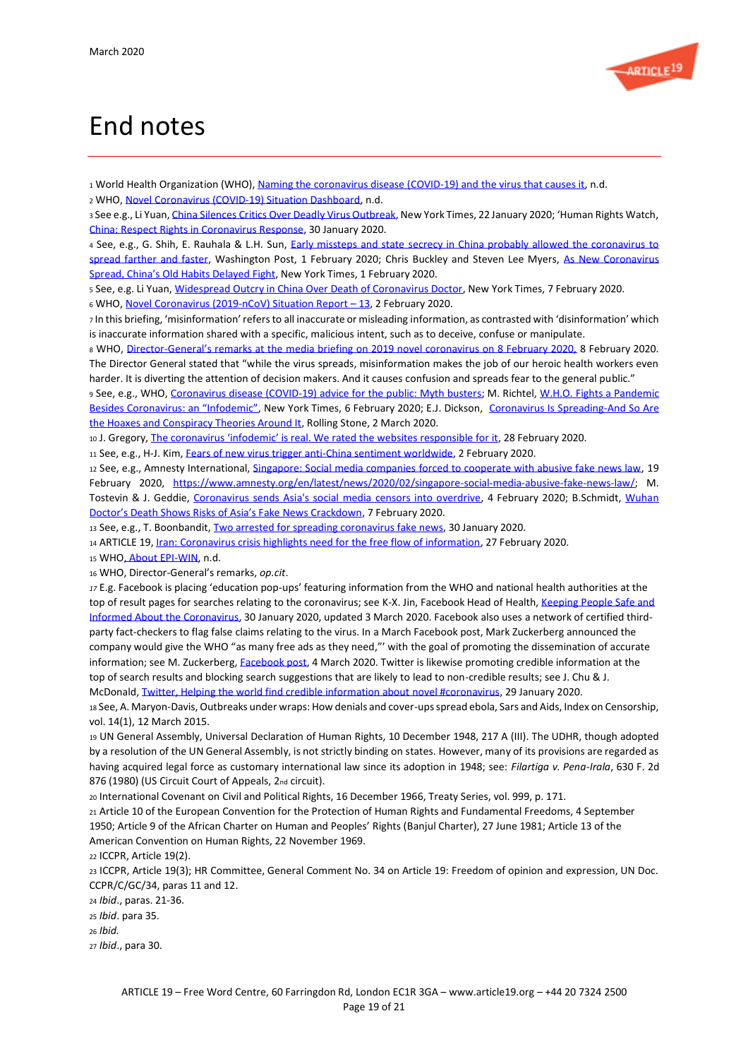# End notes

1 World Health Organization (WHO), Naming the coronavirus disease (COVID-19) and the virus that causes it, n.d.

2 WHO, Novel Coronavirus (COVID-19) Situation Dashboard, n.d.

3 See e.g., Li Yuan, China Silences Critics Over Deadly Virus Outbreak, New York Times, 22 January 2020; 'Human Rights Watch, China: Respect Rights in Coronavirus Response, 30 January 2020.

4 See, e.g., G. Shih, E. Rauhala & L.H. Sun, Early missteps and state secrecy in China probably allowed the coronavirus to spread farther and faster, Washington Post, 1 February 2020; Chris Buckley and Steven Lee Myers, As New Coronavirus Spread, China's Old Habits Delayed Fight, New York Times, 1 February 2020.

5 See, e.g Li Yuan, Widespread Outcry in China Over Death of Coronavirus Doctor, New York Times, 7 February 2020.

6 WHO, Novel Coronavirus (2019-nCoV) Situation Report – 13, 2 February 2020.

7 In this briefing, 'misinformation' refers to all inaccurate or misleading information, as contrasted with 'disinformation' which is inaccurate information shared with a specific, malicious intent, such as to deceive, confuse or manipulate.

8 WHO, Director-General's remarks at the media briefing on 2019 novel coronavirus on 8 February 2020, 8 February 2020. The Director General stated that "while the virus spreads, misinformation makes the job of our heroic health workers even harder. It is diverting the attention of decision makers. And it causes confusion and spreads fear to the general public."

9 See, e.g., WHO, Coronavirus disease (COVID-19) advice for the public: Myth busters; M. Richtel, W.H.O. Fights a Pandemic Besides Coronavirus: an "Infodemic", New York Times, 6 February 2020; E.J. Dickson, Coronavirus Is Spreading-And So Are the Hoaxes and Conspiracy Theories Around It, Rolling Stone, 2 March 2020.

10 J. Gregory, The coronavirus 'infodemic' is real. We rated the websites responsible for it, 28 February 2020.

11 See, e.g., H-J. Kim, Fears of new virus trigger anti-China sentiment worldwide, 2 February 2020.

12 See, e.g., Amnesty International, Singapore: Social media companies forced to cooperate with abusive fake news law, 19 February 2020, https://www.amnesty.org/en/latest/news/2020/02/singapore-social-media-abusive-fake-news-law/; M. Tostevin & J. Geddie, Coronavirus sends Asia's social media censors into overdrive, 4 February 2020; B.Schmidt, Wuhan Doctor's Death Shows Risks of Asia's Fake News Crackdown, 7 February 2020.

13 See, e.g., T. Boonbandit, Two arrested for spreading coronavirus fake news, 30 January 2020.

14 ARTICLE 19, Iran: Coronavirus crisis highlights need for the free flow of information, 27 February 2020.

15 WHO, About EPI-WIN, n.d.

16 WHO, Director-General's remarks, *op.cit*.

17 E.g. Facebook is placing 'education pop-ups' featuring information from the WHO and national health authorities at the top of result pages for searches relating to the coronavirus; see K-X. Jin, Facebook Head of Health, Keeping People Safe and Informed About the Coronavirus, 30 January 2020, updated 3 March 2020. Facebook also uses a network of certified third-party fact-checkers to flag false claims relating to the virus. In a March Facebook post, Mark Zuckerberg announced the company would give the WHO "as many free ads as they need,"' with the goal of promoting the dissemination of accurate information; see M. Zuckerberg, Facebook post, 4 March 2020. Twitter is likewise promoting credible information at the top of search results and blocking search suggestions that are likely to lead to non-credible results; see J. Chu & J. McDonald, Twitter, Helping the world find credible information about novel #coronavirus, 29 January 2020.

18 See, A. Maryon-Davis, Outbreaks under wraps: How denials and cover-ups spread ebola, Sars and Aids, Index on Censorship, vol. 14(1), 12 March 2015.

19 UN General Assembly, Universal Declaration of Human Rights, 10 December 1948, 217 A (III). The UDHR, though adopted by a resolution of the UN General Assembly, is not strictly binding on states. However, many of its provisions are regarded as having acquired legal force as customary international law since its adoption in 1948; see: *Filartiga v. Pena-Irala*, 630 F. 2d 876 (1980) (US Circuit Court of Appeals, 2nd circuit).

20 International Covenant on Civil and Political Rights, 16 December 1966, Treaty Series, vol. 999, p. 171.

21 Article 10 of the European Convention for the Protection of Human Rights and Fundamental Freedoms, 4 September 1950; Article 9 of the African Charter on Human and Peoples' Rights (Banjul Charter), 27 June 1981; Article 13 of the American Convention on Human Rights, 22 November 1969.

22 ICCPR, Article 19(2).

23 ICCPR, Article 19(3); HR Committee, General Comment No. 34 on Article 19: Freedom of opinion and expression, UN Doc. CCPR/C/GC/34, paras 11 and 12.

24 *Ibid*., paras. 21-36.

25 *Ibid*. para 35.

26 *Ibid.*

27 *Ibid*., para 30.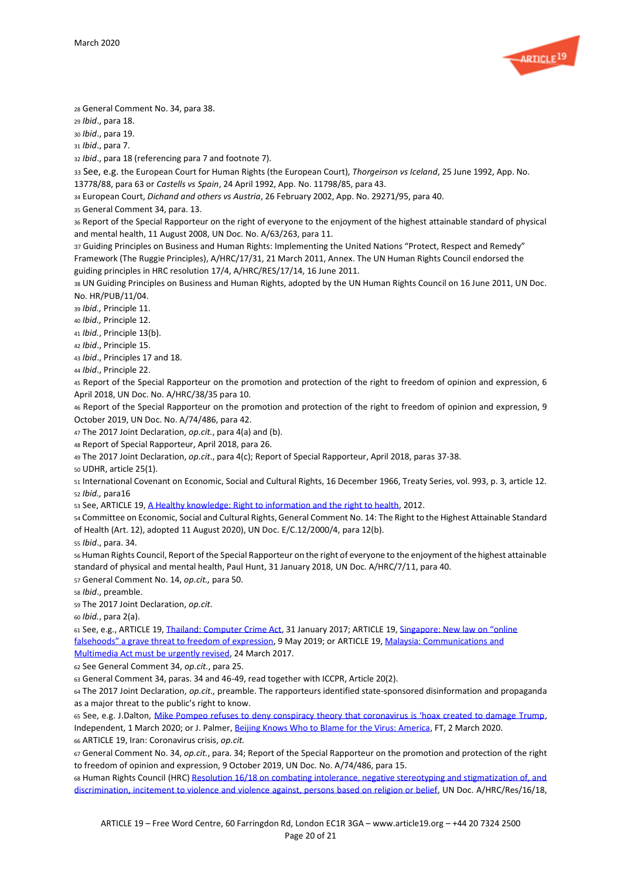28 General Comment No. 34, para 38.

29 *Ibid*., para 18.

30 *Ibid*., para 19.

31 *Ibid*., para 7.

32 *Ibid*., para 18 (referencing para 7 and footnote 7).

33 See, e.g. the European Court for Human Rights (the European Court), *Thorgeirson vs Iceland*, 25 June 1992, App. No. 13778/88, para 63 or *Castells vs Spain*, 24 April 1992, App. No. 11798/85, para 43.

34 European Court, *Dichand and others vs Austria*, 26 February 2002, App. No. 29271/95, para 40.

35 General Comment 34, para. 13.

36 Report of the Special Rapporteur on the right of everyone to the enjoyment of the highest attainable standard of physical and mental health, 11 August 2008, UN Doc. No. A/63/263, para 11.

37 Guiding Principles on Business and Human Rights: Implementing the United Nations "Protect, Respect and Remedy" Framework (The Ruggie Principles), A/HRC/17/31, 21 March 2011, Annex. The UN Human Rights Council endorsed the guiding principles in HRC resolution 17/4, A/HRC/RES/17/14, 16 June 2011.

38 UN Guiding Principles on Business and Human Rights, adopted by the UN Human Rights Council on 16 June 2011, UN Doc. No. HR/PUB/11/04.

39 *Ibid.,* Principle 11.

40 *Ibid.,* Principle 12.

41 *Ibid.*, Principle 13(b).

42 *Ibid*., Principle 15.

43 *Ibid*., Principles 17 and 18.

44 *Ibid*., Principle 22.

45 Report of the Special Rapporteur on the promotion and protection of the right to freedom of opinion and expression, 6 April 2018, UN Doc. No. A/HRC/38/35 para 10.

46 Report of the Special Rapporteur on the promotion and protection of the right to freedom of opinion and expression, 9 October 2019, UN Doc. No. A/74/486, para 42.

47 The 2017 Joint Declaration, *op.cit.*, para 4(a) and (b).

48 Report of Special Rapporteur, April 2018, para 26.

49 The 2017 Joint Declaration, *op.cit*., para 4(c); Report of Special Rapporteur, April 2018, paras 37-38.

50 UDHR, article 25(1).

51 International Covenant on Economic, Social and Cultural Rights, 16 December 1966, Treaty Series, vol. 993, p. 3, article 12.

52 *Ibid.,* para16

53 See, ARTICLE 19, A Healthy knowledge: Right to information and the right to health, 2012.

54 Committee on Economic, Social and Cultural Rights, General Comment No. 14: The Right to the Highest Attainable Standard of Health (Art. 12), adopted 11 August 2020), UN Doc. E/C.12/2000/4, para 12(b).

55 *Ibid*., para. 34.

56 Human Rights Council, Report of the Special Rapporteur on the right of everyone to the enjoyment of the highest attainable standard of physical and mental health, Paul Hunt, 31 January 2018, UN Doc. A/HRC/7/11, para 40.

57 General Comment No. 14, *op.cit.,* para 50.

58 *Ibid*., preamble.

59 The 2017 Joint Declaration, *op.cit*.

60 *Ibid.*, para 2(a).

61 See, e.g., ARTICLE 19, Thailand: Computer Crime Act, 31 January 2017; ARTICLE 19, Singapore: New law on "online falsehoods" a grave threat to freedom of expression, 9 May 2019; or ARTICLE 19, Malaysia: Communications and Multimedia Act must be urgently revised, 24 March 2017.

62 See General Comment 34, *op.cit.*, para 25.

63 General Comment 34, paras. 34 and 46-49, read together with ICCPR, Article 20(2).

64 The 2017 Joint Declaration, *op.cit.,* preamble. The rapporteurs identified state-sponsored disinformation and propaganda as a major threat to the public's right to know.

65 See, e.g. J.Dalton, Mike Pompeo refuses to deny conspiracy theory that coronavirus is 'hoax created to damage Trump, Independent, 1 March 2020; or J. Palmer, Beijing Knows Who to Blame for the Virus: America, FT, 2 March 2020.

66 ARTICLE 19, Iran: Coronavirus crisis, *op.cit.*

67 General Comment No. 34, *op.cit.*, para. 34; Report of the Special Rapporteur on the promotion and protection of the right to freedom of opinion and expression, 9 October 2019, UN Doc. No. A/74/486, para 15.

68 Human Rights Council (HRC) Resolution 16/18 on combating intolerance, negative stereotyping and stigmatization of, and discrimination, incitement to violence and violence against, persons based on religion or belief, UN Doc. A/HRC/Res/16/18,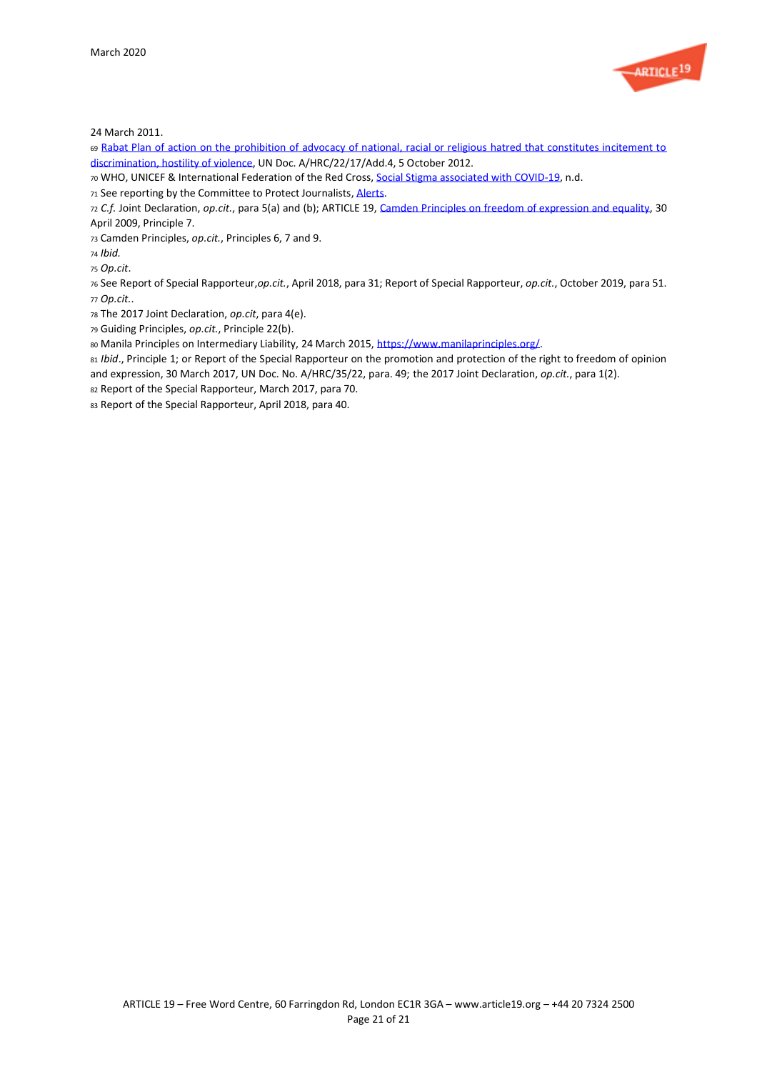24 March 2011.

69 [Rabat Plan of action on the prohibition of advocacy of national, racial or religious hatred that constitutes incitement to discrimination, hostility of violence], UN Doc. A/HRC/22/17/Add.4, 5 October 2012.

70 WHO, UNICEF & International Federation of the Red Cross, [Social Stigma associated with COVID-19], n.d.

71 See reporting by the Committee to Protect Journalists, [Alerts].

72 *C.f.* Joint Declaration, *op.cit.*, para 5(a) and (b); ARTICLE 19, [Camden Principles on freedom of expression and equality], 30 April 2009, Principle 7.

73 Camden Principles, *op.cit.*, Principles 6, 7 and 9.

74 *Ibid.*

75 *Op.cit*.

76 See Report of Special Rapporteur,*op.cit.*, April 2018, para 31; Report of Special Rapporteur, *op.cit.*, October 2019, para 51.

77 *Op.cit.*.

78 The 2017 Joint Declaration, *op.cit*, para 4(e).

79 Guiding Principles, *op.cit.*, Principle 22(b).

80 Manila Principles on Intermediary Liability, 24 March 2015, https://www.manilaprinciples.org/.

81 *Ibid*., Principle 1; or Report of the Special Rapporteur on the promotion and protection of the right to freedom of opinion and expression, 30 March 2017, UN Doc. No. A/HRC/35/22, para. 49; the 2017 Joint Declaration, *op.cit.*, para 1(2).

82 Report of the Special Rapporteur, March 2017, para 70.

83 Report of the Special Rapporteur, April 2018, para 40.